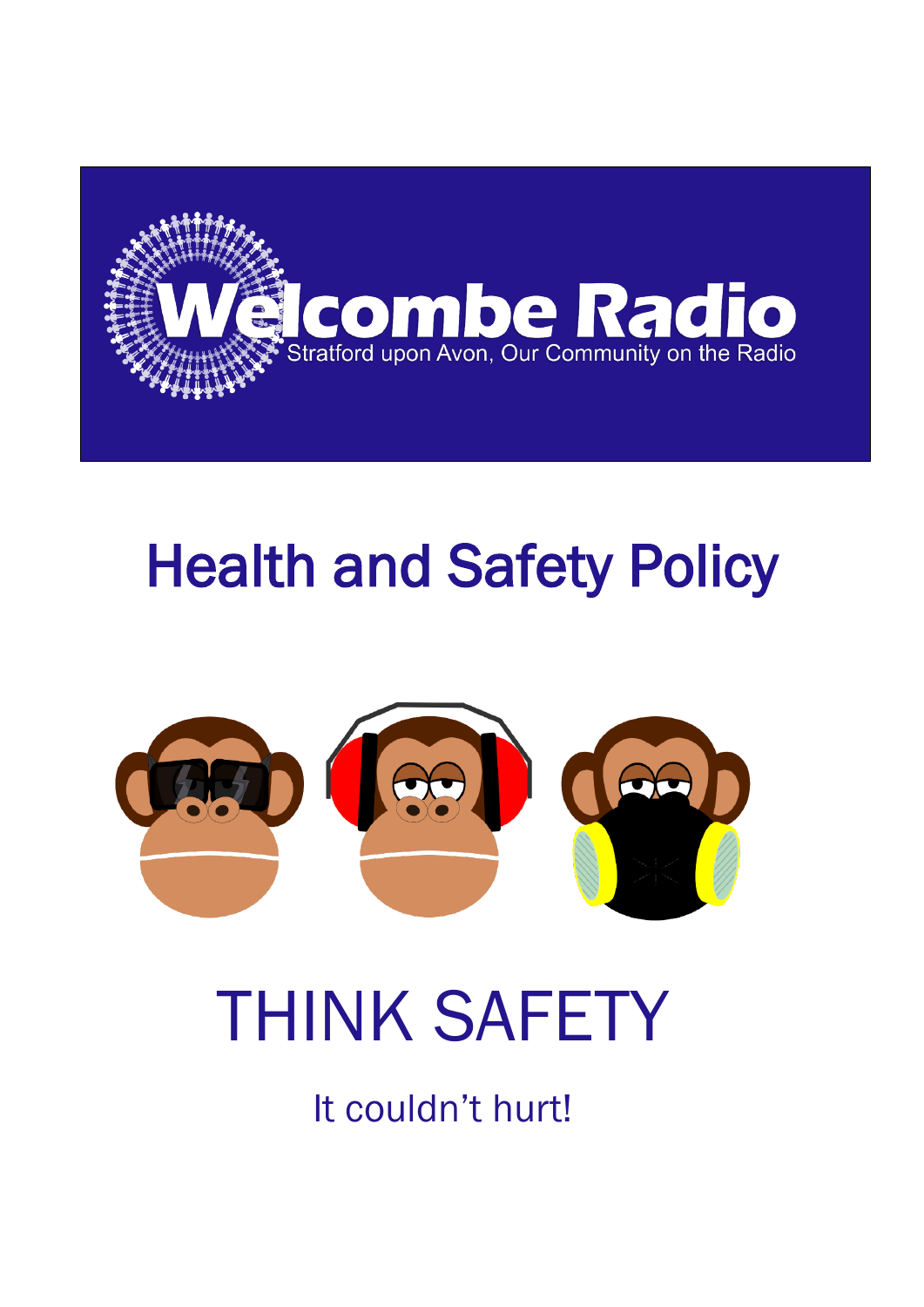Welcombe Radio

Stratford upon Avon, Our Community on the Radio

# Health and Safety Policy

THINK SAFETY

It couldn't hurt!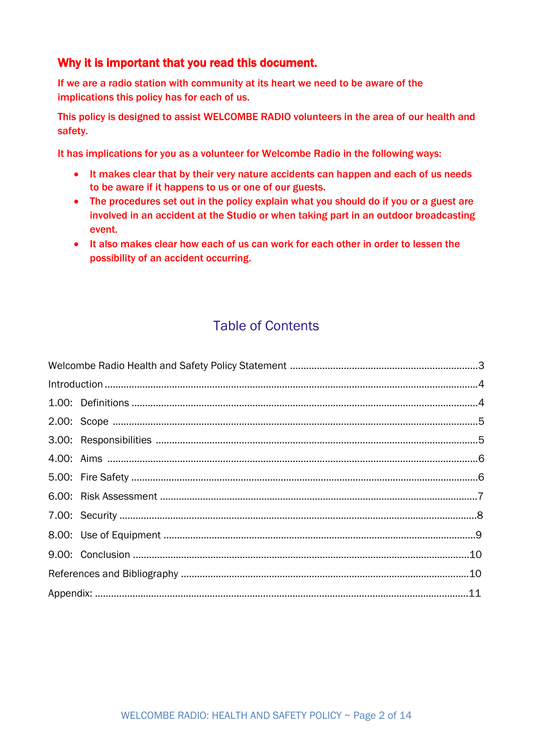## Why it is important that you read this document.

**If we are a radio station with community at its heart we need to be aware of the implications this policy has for each of us.**

**This policy is designed to assist WELCOMBE RADIO volunteers in the area of our health and safety.**

**It has implications for you as a volunteer for Welcombe Radio in the following ways:**

- **It makes clear that by their very nature accidents can happen and each of us needs to be aware if it happens to us or one of our guests.**
- **The procedures set out in the policy explain what you should do if you or a guest are involved in an accident at the Studio or when taking part in an outdoor broadcasting event.**
- **It also makes clear how each of us can work for each other in order to lessen the possibility of an accident occurring.**

## Table of Contents

Welcombe Radio Health and Safety Policy Statement ........ 3
Introduction ........ 4
1.00: Definitions ........ 4
2.00: Scope ........ 5
3.00: Responsibilities ........ 5
4.00: Aims ........ 6
5.00: Fire Safety ........ 6
6.00: Risk Assessment ........ 7
7.00: Security ........ 8
8.00: Use of Equipment ........ 9
9.00: Conclusion ........ 10
References and Bibliography ........ 10
Appendix: ........ 11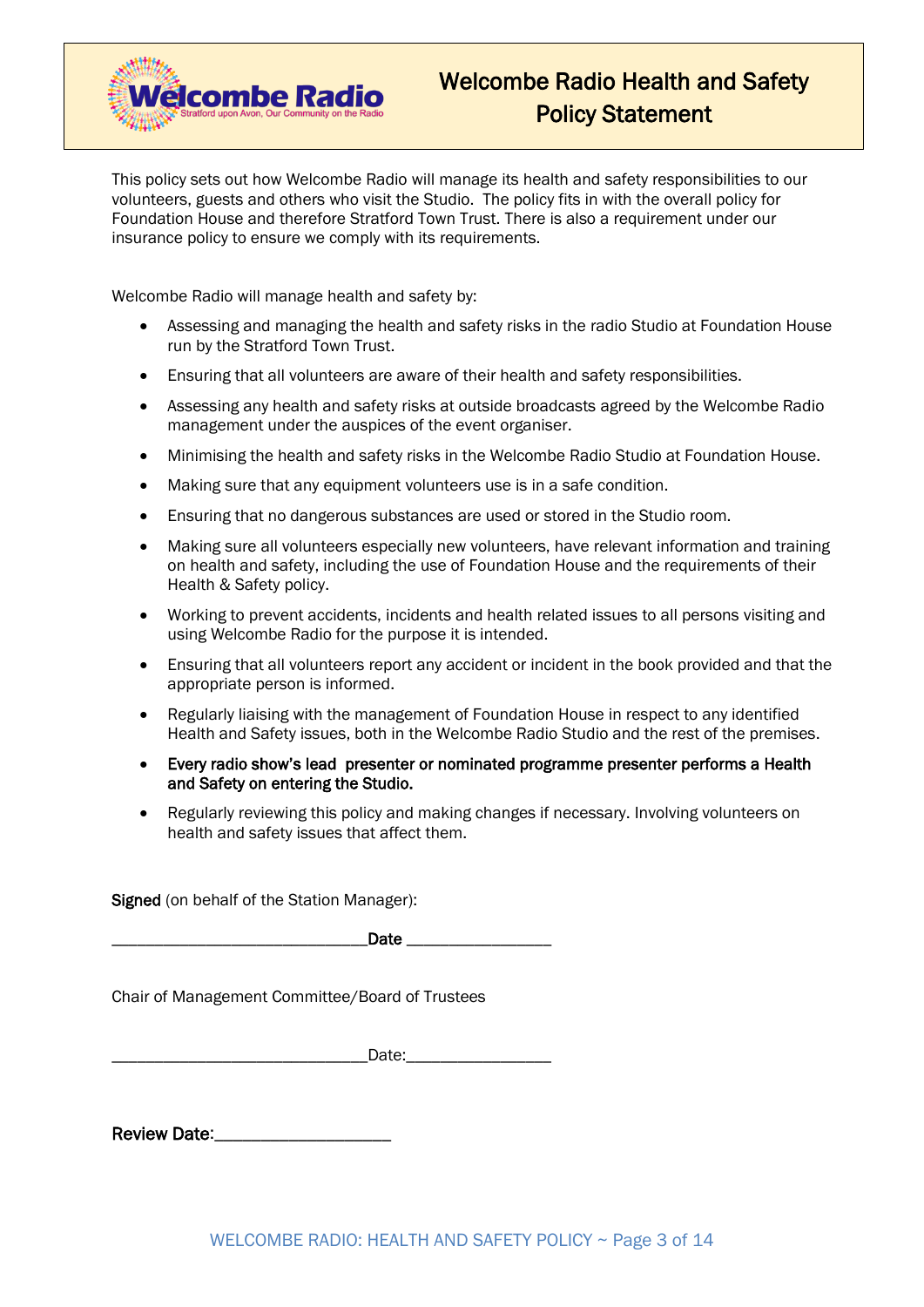# Welcombe Radio Health and Safety Policy Statement

This policy sets out how Welcombe Radio will manage its health and safety responsibilities to our volunteers, guests and others who visit the Studio. The policy fits in with the overall policy for Foundation House and therefore Stratford Town Trust. There is also a requirement under our insurance policy to ensure we comply with its requirements.

Welcombe Radio will manage health and safety by:

- Assessing and managing the health and safety risks in the radio Studio at Foundation House run by the Stratford Town Trust.
- Ensuring that all volunteers are aware of their health and safety responsibilities.
- Assessing any health and safety risks at outside broadcasts agreed by the Welcombe Radio management under the auspices of the event organiser.
- Minimising the health and safety risks in the Welcombe Radio Studio at Foundation House.
- Making sure that any equipment volunteers use is in a safe condition.
- Ensuring that no dangerous substances are used or stored in the Studio room.
- Making sure all volunteers especially new volunteers, have relevant information and training on health and safety, including the use of Foundation House and the requirements of their Health & Safety policy.
- Working to prevent accidents, incidents and health related issues to all persons visiting and using Welcombe Radio for the purpose it is intended.
- Ensuring that all volunteers report any accident or incident in the book provided and that the appropriate person is informed.
- Regularly liaising with the management of Foundation House in respect to any identified Health and Safety issues, both in the Welcombe Radio Studio and the rest of the premises.
- **Every radio show's lead presenter or nominated programme presenter performs a Health and Safety on entering the Studio.**
- Regularly reviewing this policy and making changes if necessary. Involving volunteers on health and safety issues that affect them.

**Signed** (on behalf of the Station Manager):

______________________________**Date** _________________

Chair of Management Committee/Board of Trustees

______________________________Date:_________________

**Review Date:**____________________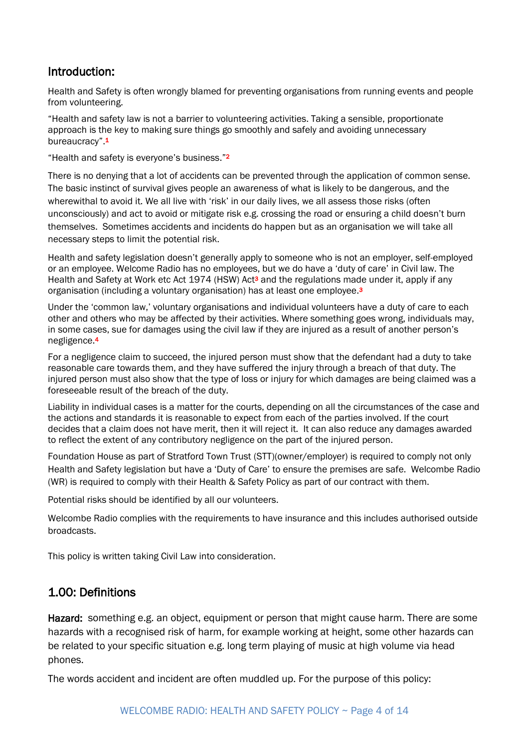## Introduction:

Health and Safety is often wrongly blamed for preventing organisations from running events and people from volunteering.

"Health and safety law is not a barrier to volunteering activities. Taking a sensible, proportionate approach is the key to making sure things go smoothly and safely and avoiding unnecessary bureaucracy".[1]

"Health and safety is everyone's business."[2]

There is no denying that a lot of accidents can be prevented through the application of common sense. The basic instinct of survival gives people an awareness of what is likely to be dangerous, and the wherewithal to avoid it. We all live with 'risk' in our daily lives, we all assess those risks (often unconsciously) and act to avoid or mitigate risk e.g. crossing the road or ensuring a child doesn't burn themselves. Sometimes accidents and incidents do happen but as an organisation we will take all necessary steps to limit the potential risk.

Health and safety legislation doesn't generally apply to someone who is not an employer, self-employed or an employee. Welcome Radio has no employees, but we do have a 'duty of care' in Civil law. The Health and Safety at Work etc Act 1974 (HSW) Act[3] and the regulations made under it, apply if any organisation (including a voluntary organisation) has at least one employee.[3]

Under the 'common law,' voluntary organisations and individual volunteers have a duty of care to each other and others who may be affected by their activities. Where something goes wrong, individuals may, in some cases, sue for damages using the civil law if they are injured as a result of another person's negligence.[4]

For a negligence claim to succeed, the injured person must show that the defendant had a duty to take reasonable care towards them, and they have suffered the injury through a breach of that duty. The injured person must also show that the type of loss or injury for which damages are being claimed was a foreseeable result of the breach of the duty.

Liability in individual cases is a matter for the courts, depending on all the circumstances of the case and the actions and standards it is reasonable to expect from each of the parties involved. If the court decides that a claim does not have merit, then it will reject it. It can also reduce any damages awarded to reflect the extent of any contributory negligence on the part of the injured person.

Foundation House as part of Stratford Town Trust (STT)(owner/employer) is required to comply not only Health and Safety legislation but have a 'Duty of Care' to ensure the premises are safe. Welcombe Radio (WR) is required to comply with their Health & Safety Policy as part of our contract with them.

Potential risks should be identified by all our volunteers.

Welcombe Radio complies with the requirements to have insurance and this includes authorised outside broadcasts.

This policy is written taking Civil Law into consideration.

## 1.00: Definitions

**Hazard:** something e.g. an object, equipment or person that might cause harm. There are some hazards with a recognised risk of harm, for example working at height, some other hazards can be related to your specific situation e.g. long term playing of music at high volume via head phones.

The words accident and incident are often muddled up. For the purpose of this policy: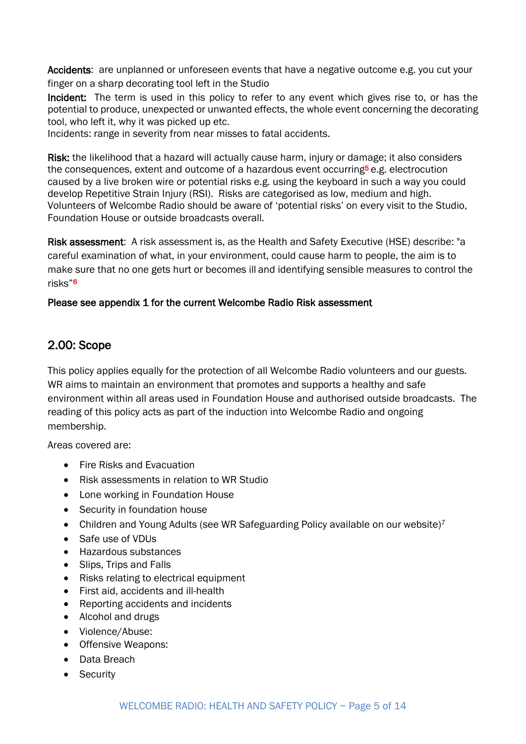**Accidents**: are unplanned or unforeseen events that have a negative outcome e.g. you cut your finger on a sharp decorating tool left in the Studio

**Incident:** The term is used in this policy to refer to any event which gives rise to, or has the potential to produce, unexpected or unwanted effects, the whole event concerning the decorating tool, who left it, why it was picked up etc.

Incidents: range in severity from near misses to fatal accidents.

**Risk:** the likelihood that a hazard will actually cause harm, injury or damage; it also considers the consequences, extent and outcome of a hazardous event occurring[5] e.g. electrocution caused by a live broken wire or potential risks e.g. using the keyboard in such a way you could develop Repetitive Strain Injury (RSI). Risks are categorised as low, medium and high. Volunteers of Welcombe Radio should be aware of 'potential risks' on every visit to the Studio, Foundation House or outside broadcasts overall.

**Risk assessment**: A risk assessment is, as the Health and Safety Executive (HSE) describe: "a careful examination of what, in your environment, could cause harm to people, the aim is to make sure that no one gets hurt or becomes ill and identifying sensible measures to control the risks"[6]

**Please see appendix 1 for the current Welcombe Radio Risk assessment**

## 2.00: Scope

This policy applies equally for the protection of all Welcombe Radio volunteers and our guests. WR aims to maintain an environment that promotes and supports a healthy and safe environment within all areas used in Foundation House and authorised outside broadcasts. The reading of this policy acts as part of the induction into Welcombe Radio and ongoing membership.

Areas covered are:

- Fire Risks and Evacuation
- Risk assessments in relation to WR Studio
- Lone working in Foundation House
- Security in foundation house
- Children and Young Adults (see WR Safeguarding Policy available on our website)[7]
- Safe use of VDUs
- Hazardous substances
- Slips, Trips and Falls
- Risks relating to electrical equipment
- First aid, accidents and ill-health
- Reporting accidents and incidents
- Alcohol and drugs
- Violence/Abuse:
- Offensive Weapons:
- Data Breach
- Security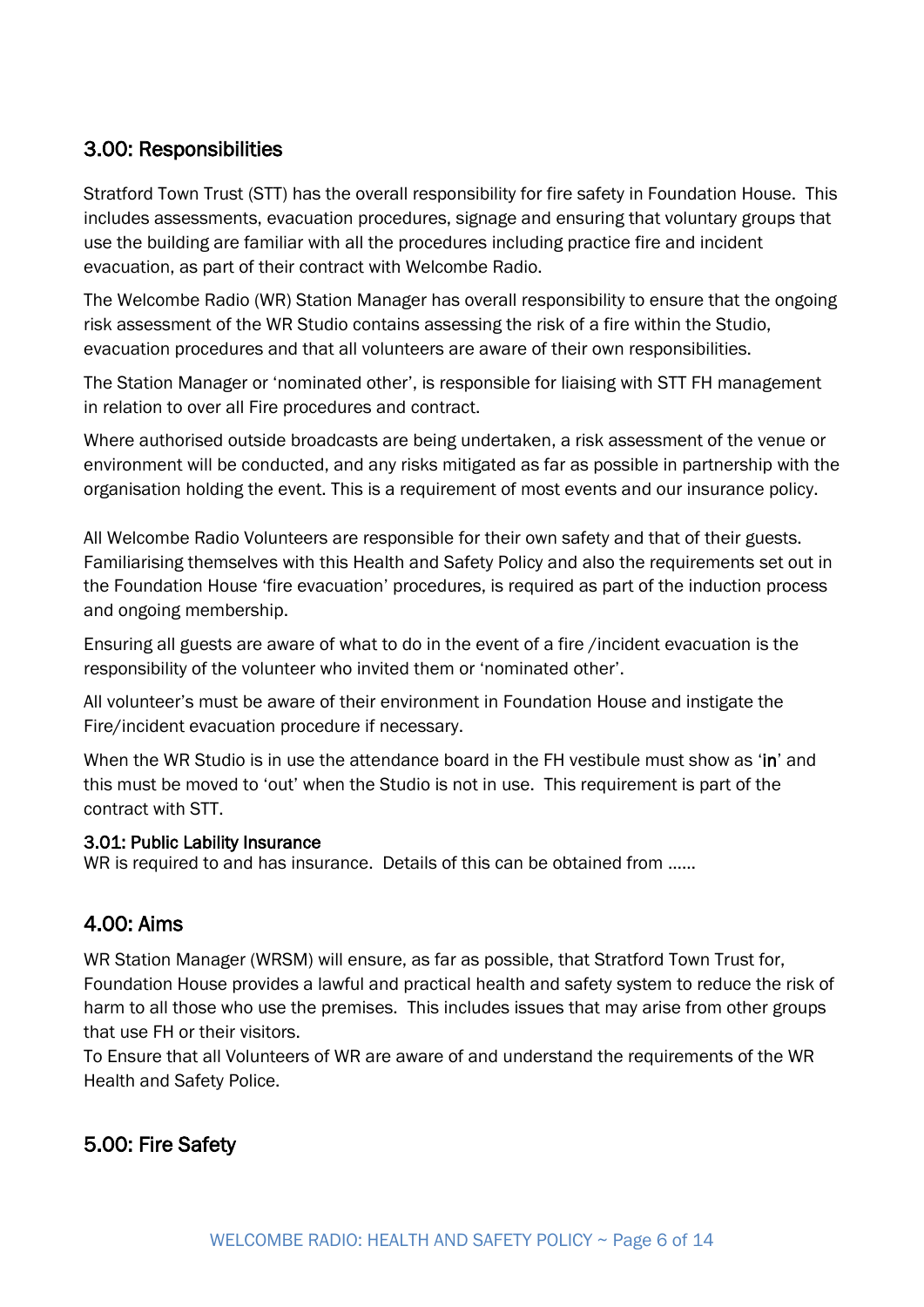## 3.00: Responsibilities

Stratford Town Trust (STT) has the overall responsibility for fire safety in Foundation House. This includes assessments, evacuation procedures, signage and ensuring that voluntary groups that use the building are familiar with all the procedures including practice fire and incident evacuation, as part of their contract with Welcombe Radio.

The Welcombe Radio (WR) Station Manager has overall responsibility to ensure that the ongoing risk assessment of the WR Studio contains assessing the risk of a fire within the Studio, evacuation procedures and that all volunteers are aware of their own responsibilities.

The Station Manager or 'nominated other', is responsible for liaising with STT FH management in relation to over all Fire procedures and contract.

Where authorised outside broadcasts are being undertaken, a risk assessment of the venue or environment will be conducted, and any risks mitigated as far as possible in partnership with the organisation holding the event. This is a requirement of most events and our insurance policy.

All Welcombe Radio Volunteers are responsible for their own safety and that of their guests. Familiarising themselves with this Health and Safety Policy and also the requirements set out in the Foundation House 'fire evacuation' procedures, is required as part of the induction process and ongoing membership.

Ensuring all guests are aware of what to do in the event of a fire /incident evacuation is the responsibility of the volunteer who invited them or 'nominated other'.

All volunteer's must be aware of their environment in Foundation House and instigate the Fire/incident evacuation procedure if necessary.

When the WR Studio is in use the attendance board in the FH vestibule must show as '**in**' and this must be moved to 'out' when the Studio is not in use. This requirement is part of the contract with STT.

### 3.01: Public Lability Insurance

WR is required to and has insurance. Details of this can be obtained from ……

## 4.00: Aims

WR Station Manager (WRSM) will ensure, as far as possible, that Stratford Town Trust for, Foundation House provides a lawful and practical health and safety system to reduce the risk of harm to all those who use the premises. This includes issues that may arise from other groups that use FH or their visitors.

To Ensure that all Volunteers of WR are aware of and understand the requirements of the WR Health and Safety Police.

## 5.00: Fire Safety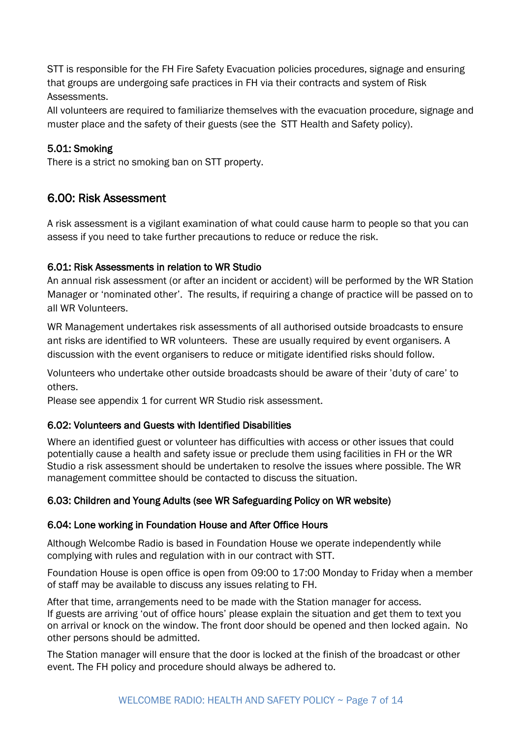STT is responsible for the FH Fire Safety Evacuation policies procedures, signage and ensuring that groups are undergoing safe practices in FH via their contracts and system of Risk Assessments.

All volunteers are required to familiarize themselves with the evacuation procedure, signage and muster place and the safety of their guests (see the STT Health and Safety policy).

### 5.01: Smoking

There is a strict no smoking ban on STT property.

## 6.00: Risk Assessment

A risk assessment is a vigilant examination of what could cause harm to people so that you can assess if you need to take further precautions to reduce or reduce the risk.

### 6.01: Risk Assessments in relation to WR Studio

An annual risk assessment (or after an incident or accident) will be performed by the WR Station Manager or 'nominated other'. The results, if requiring a change of practice will be passed on to all WR Volunteers.

WR Management undertakes risk assessments of all authorised outside broadcasts to ensure ant risks are identified to WR volunteers. These are usually required by event organisers. A discussion with the event organisers to reduce or mitigate identified risks should follow.

Volunteers who undertake other outside broadcasts should be aware of their 'duty of care' to others.

Please see appendix 1 for current WR Studio risk assessment.

### 6.02: Volunteers and Guests with Identified Disabilities

Where an identified guest or volunteer has difficulties with access or other issues that could potentially cause a health and safety issue or preclude them using facilities in FH or the WR Studio a risk assessment should be undertaken to resolve the issues where possible. The WR management committee should be contacted to discuss the situation.

### 6.03: Children and Young Adults (see WR Safeguarding Policy on WR website)

### 6.04: Lone working in Foundation House and After Office Hours

Although Welcombe Radio is based in Foundation House we operate independently while complying with rules and regulation with in our contract with STT.

Foundation House is open office is open from 09:00 to 17:00 Monday to Friday when a member of staff may be available to discuss any issues relating to FH.

After that time, arrangements need to be made with the Station manager for access.
If guests are arriving 'out of office hours' please explain the situation and get them to text you on arrival or knock on the window. The front door should be opened and then locked again. No other persons should be admitted.

The Station manager will ensure that the door is locked at the finish of the broadcast or other event. The FH policy and procedure should always be adhered to.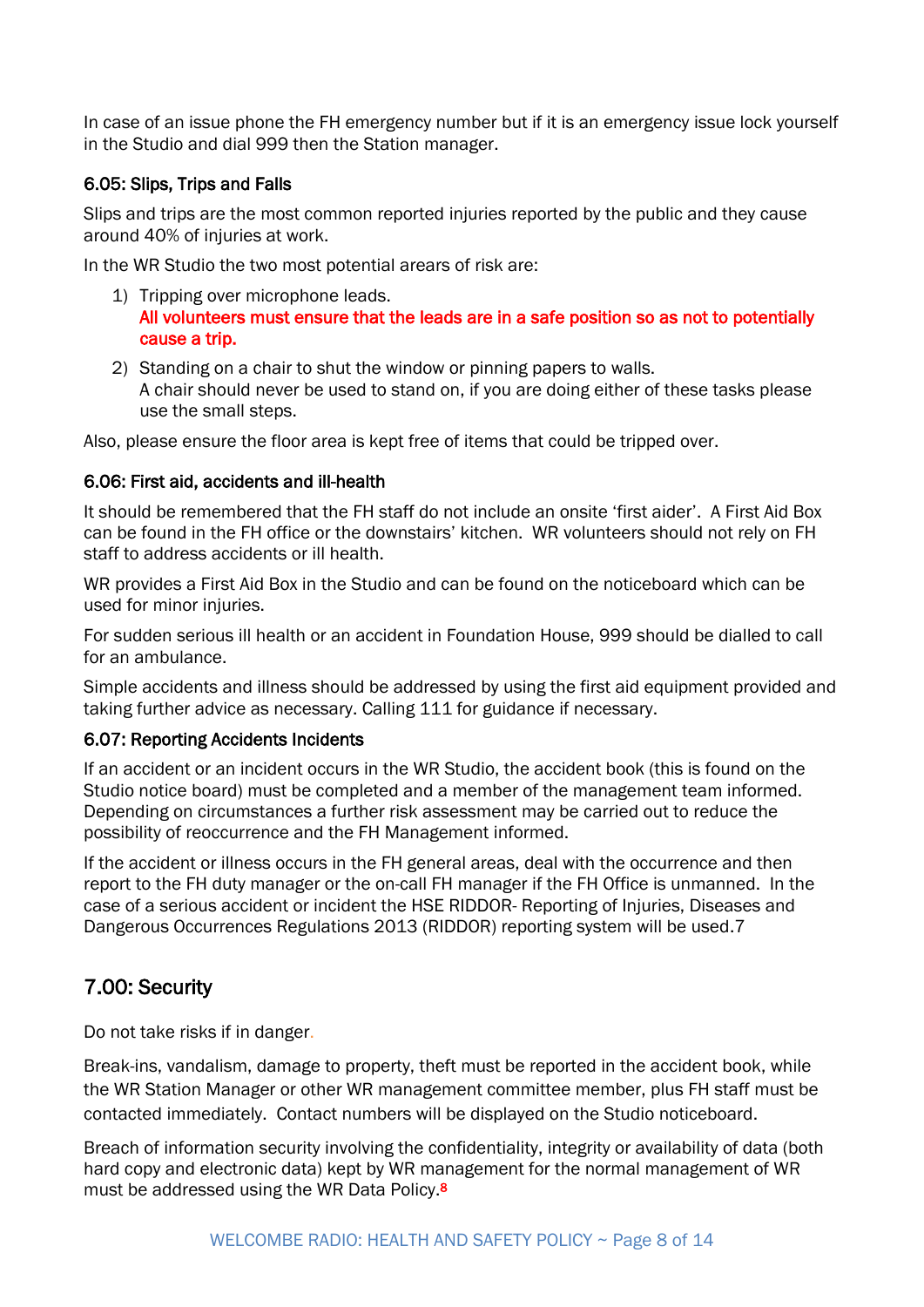In case of an issue phone the FH emergency number but if it is an emergency issue lock yourself in the Studio and dial 999 then the Station manager.

### 6.05: Slips, Trips and Falls

Slips and trips are the most common reported injuries reported by the public and they cause around 40% of injuries at work.

In the WR Studio the two most potential arears of risk are:

1) Tripping over microphone leads.
   **All volunteers must ensure that the leads are in a safe position so as not to potentially cause a trip.**
2) Standing on a chair to shut the window or pinning papers to walls.
   A chair should never be used to stand on, if you are doing either of these tasks please use the small steps.

Also, please ensure the floor area is kept free of items that could be tripped over.

### 6.06: First aid, accidents and ill-health

It should be remembered that the FH staff do not include an onsite 'first aider'. A First Aid Box can be found in the FH office or the downstairs' kitchen. WR volunteers should not rely on FH staff to address accidents or ill health.

WR provides a First Aid Box in the Studio and can be found on the noticeboard which can be used for minor injuries.

For sudden serious ill health or an accident in Foundation House, 999 should be dialled to call for an ambulance.

Simple accidents and illness should be addressed by using the first aid equipment provided and taking further advice as necessary. Calling 111 for guidance if necessary.

### 6.07: Reporting Accidents Incidents

If an accident or an incident occurs in the WR Studio, the accident book (this is found on the Studio notice board) must be completed and a member of the management team informed. Depending on circumstances a further risk assessment may be carried out to reduce the possibility of reoccurrence and the FH Management informed.

If the accident or illness occurs in the FH general areas, deal with the occurrence and then report to the FH duty manager or the on-call FH manager if the FH Office is unmanned. In the case of a serious accident or incident the HSE RIDDOR- Reporting of Injuries, Diseases and Dangerous Occurrences Regulations 2013 (RIDDOR) reporting system will be used.[7]

## 7.00: Security

Do not take risks if in danger.

Break-ins, vandalism, damage to property, theft must be reported in the accident book, while the WR Station Manager or other WR management committee member, plus FH staff must be contacted immediately. Contact numbers will be displayed on the Studio noticeboard.

Breach of information security involving the confidentiality, integrity or availability of data (both hard copy and electronic data) kept by WR management for the normal management of WR must be addressed using the WR Data Policy.[8]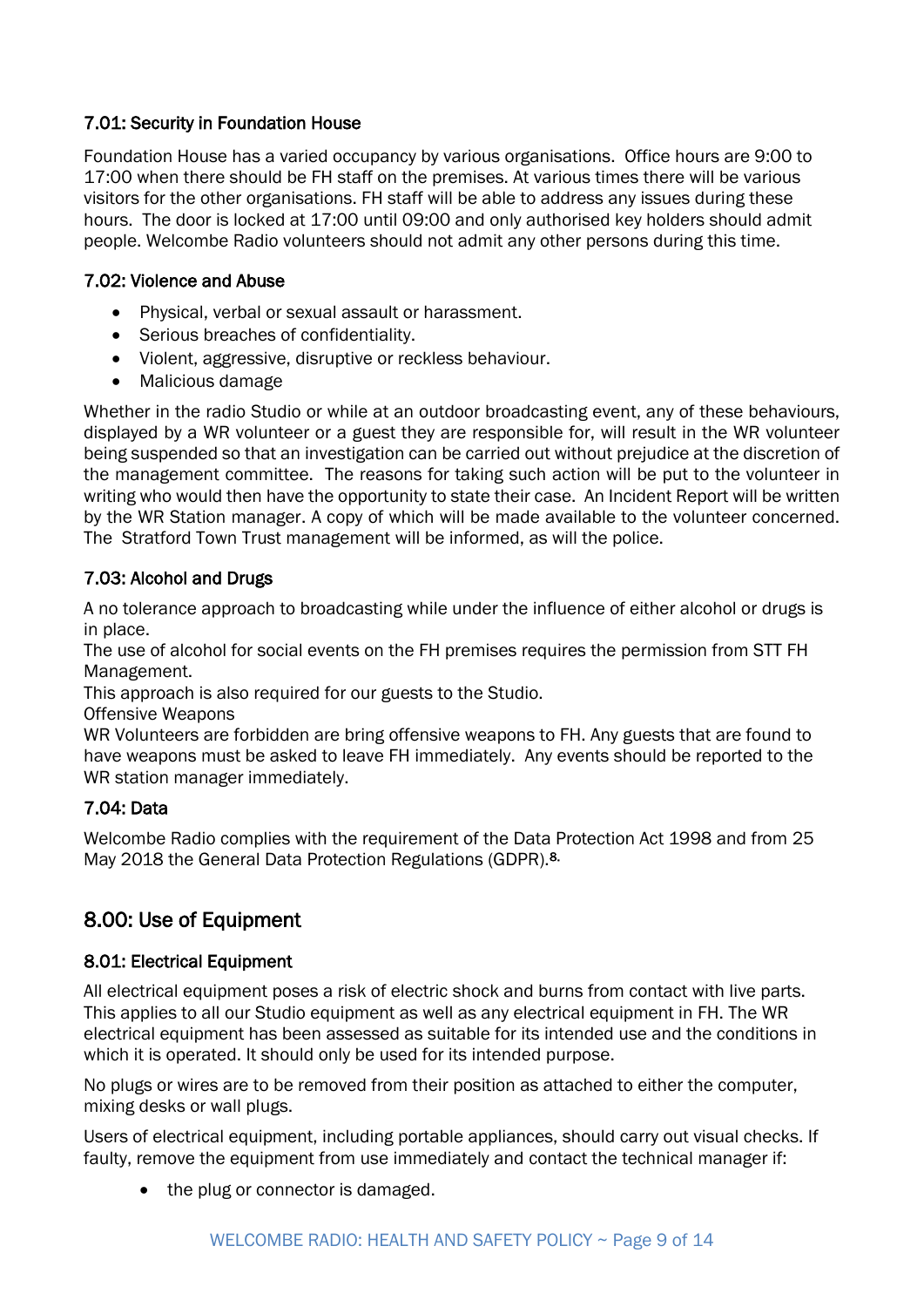### 7.01: Security in Foundation House

Foundation House has a varied occupancy by various organisations. Office hours are 9:00 to 17:00 when there should be FH staff on the premises. At various times there will be various visitors for the other organisations. FH staff will be able to address any issues during these hours. The door is locked at 17:00 until 09:00 and only authorised key holders should admit people. Welcombe Radio volunteers should not admit any other persons during this time.

### 7.02: Violence and Abuse

- Physical, verbal or sexual assault or harassment.
- Serious breaches of confidentiality.
- Violent, aggressive, disruptive or reckless behaviour.
- Malicious damage

Whether in the radio Studio or while at an outdoor broadcasting event, any of these behaviours, displayed by a WR volunteer or a guest they are responsible for, will result in the WR volunteer being suspended so that an investigation can be carried out without prejudice at the discretion of the management committee. The reasons for taking such action will be put to the volunteer in writing who would then have the opportunity to state their case. An Incident Report will be written by the WR Station manager. A copy of which will be made available to the volunteer concerned. The Stratford Town Trust management will be informed, as will the police.

### 7.03: Alcohol and Drugs

A no tolerance approach to broadcasting while under the influence of either alcohol or drugs is in place.
The use of alcohol for social events on the FH premises requires the permission from STT FH Management.
This approach is also required for our guests to the Studio.
Offensive Weapons
WR Volunteers are forbidden are bring offensive weapons to FH. Any guests that are found to have weapons must be asked to leave FH immediately. Any events should be reported to the WR station manager immediately.

### 7.04: Data

Welcombe Radio complies with the requirement of the Data Protection Act 1998 and from 25 May 2018 the General Data Protection Regulations (GDPR).[8.]

## 8.00: Use of Equipment

### 8.01: Electrical Equipment

All electrical equipment poses a risk of electric shock and burns from contact with live parts. This applies to all our Studio equipment as well as any electrical equipment in FH. The WR electrical equipment has been assessed as suitable for its intended use and the conditions in which it is operated. It should only be used for its intended purpose.

No plugs or wires are to be removed from their position as attached to either the computer, mixing desks or wall plugs.

Users of electrical equipment, including portable appliances, should carry out visual checks. If faulty, remove the equipment from use immediately and contact the technical manager if:

- the plug or connector is damaged.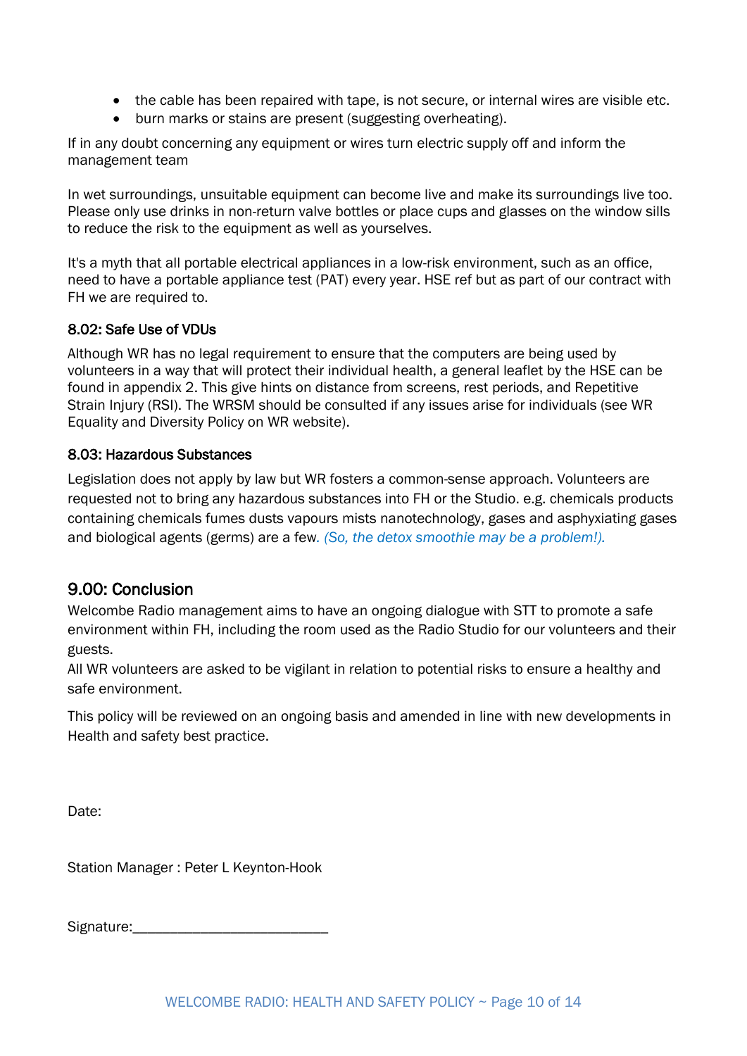- the cable has been repaired with tape, is not secure, or internal wires are visible etc.
- burn marks or stains are present (suggesting overheating).

If in any doubt concerning any equipment or wires turn electric supply off and inform the management team

In wet surroundings, unsuitable equipment can become live and make its surroundings live too. Please only use drinks in non-return valve bottles or place cups and glasses on the window sills to reduce the risk to the equipment as well as yourselves.

It's a myth that all portable electrical appliances in a low-risk environment, such as an office, need to have a portable appliance test (PAT) every year. HSE ref but as part of our contract with FH we are required to.

### 8.02: Safe Use of VDUs

Although WR has no legal requirement to ensure that the computers are being used by volunteers in a way that will protect their individual health, a general leaflet by the HSE can be found in appendix 2. This give hints on distance from screens, rest periods, and Repetitive Strain Injury (RSI). The WRSM should be consulted if any issues arise for individuals (see WR Equality and Diversity Policy on WR website).

### 8.03: Hazardous Substances

Legislation does not apply by law but WR fosters a common-sense approach. Volunteers are requested not to bring any hazardous substances into FH or the Studio. e.g. chemicals products containing chemicals fumes dusts vapours mists nanotechnology, gases and asphyxiating gases and biological agents (germs) are a few. *(So, the detox smoothie may be a problem!).*

## 9.00: Conclusion

Welcombe Radio management aims to have an ongoing dialogue with STT to promote a safe environment within FH, including the room used as the Radio Studio for our volunteers and their guests.
All WR volunteers are asked to be vigilant in relation to potential risks to ensure a healthy and safe environment.

This policy will be reviewed on an ongoing basis and amended in line with new developments in Health and safety best practice.

Date:

Station Manager : Peter L Keynton-Hook

Signature:___________________________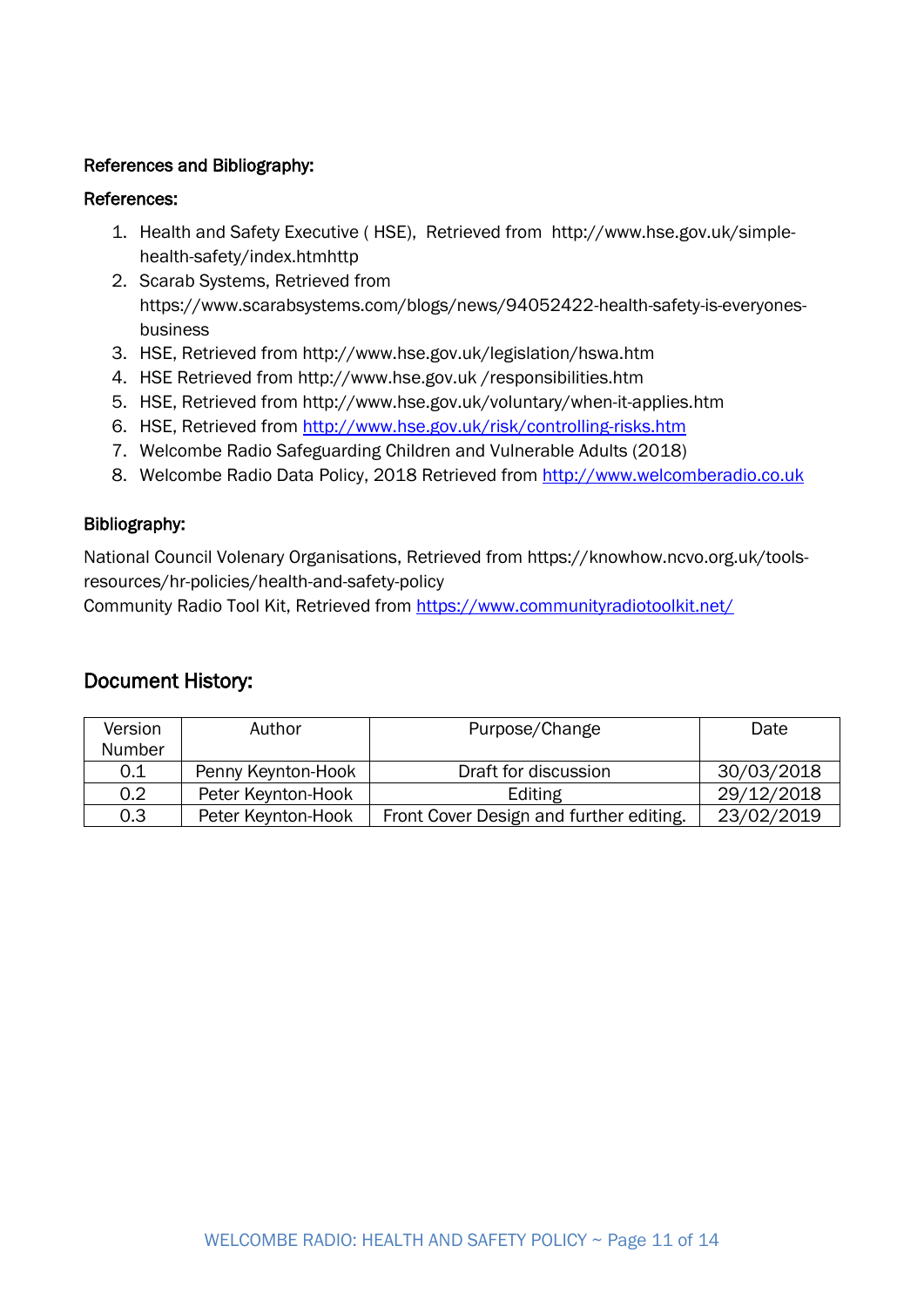### References and Bibliography:

### References:

1. Health and Safety Executive ( HSE), Retrieved from http://www.hse.gov.uk/simple-health-safety/index.htmhttp
2. Scarab Systems, Retrieved from https://www.scarabsystems.com/blogs/news/94052422-health-safety-is-everyones-business
3. HSE, Retrieved from http://www.hse.gov.uk/legislation/hswa.htm
4. HSE Retrieved from http://www.hse.gov.uk /responsibilities.htm
5. HSE, Retrieved from http://www.hse.gov.uk/voluntary/when-it-applies.htm
6. HSE, Retrieved from http://www.hse.gov.uk/risk/controlling-risks.htm
7. Welcombe Radio Safeguarding Children and Vulnerable Adults (2018)
8. Welcombe Radio Data Policy, 2018 Retrieved from http://www.welcomberadio.co.uk

### Bibliography:

National Council Volenary Organisations, Retrieved from https://knowhow.ncvo.org.uk/tools-resources/hr-policies/health-and-safety-policy
Community Radio Tool Kit, Retrieved from https://www.communityradiotoolkit.net/

## Document History:

| Version Number | Author | Purpose/Change | Date |
|---|---|---|---|
| 0.1 | Penny Keynton-Hook | Draft for discussion | 30/03/2018 |
| 0.2 | Peter Keynton-Hook | Editing | 29/12/2018 |
| 0.3 | Peter Keynton-Hook | Front Cover Design and further editing. | 23/02/2019 |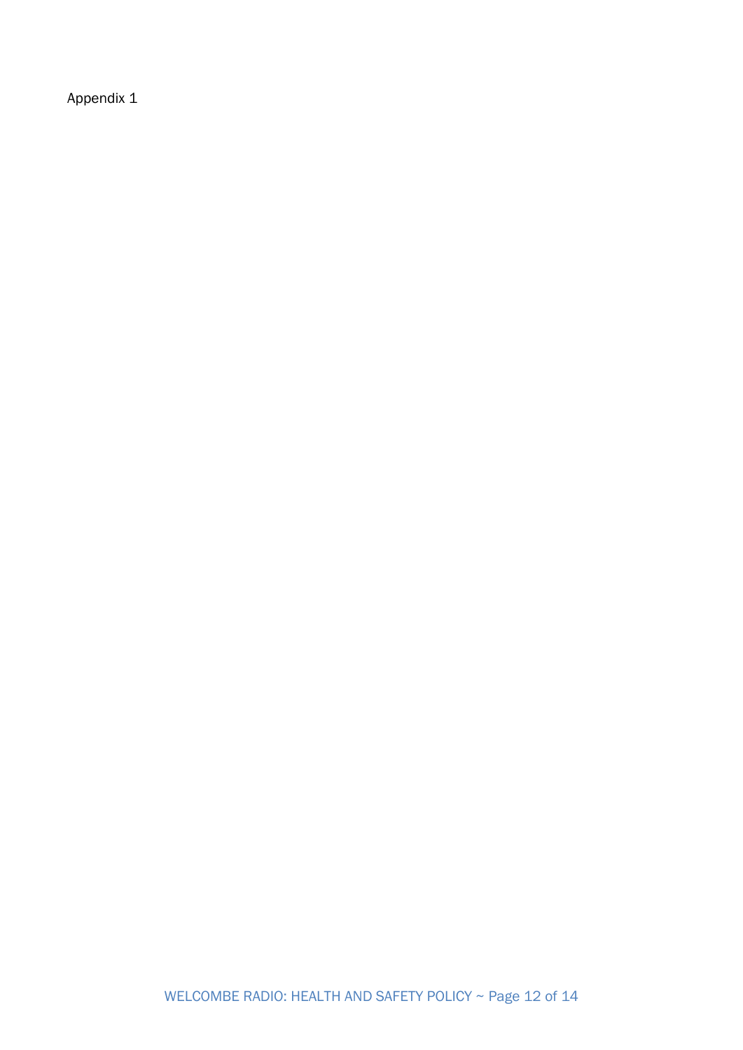Appendix 1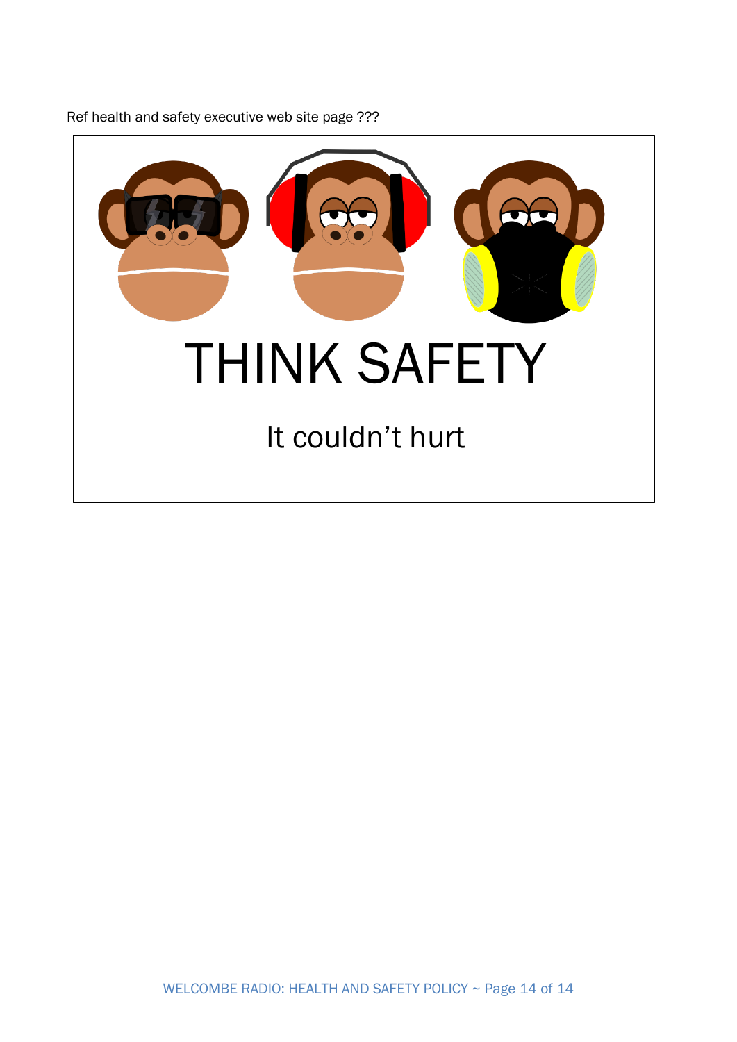Ref health and safety executive web site page ???

THINK SAFETY

It couldn't hurt